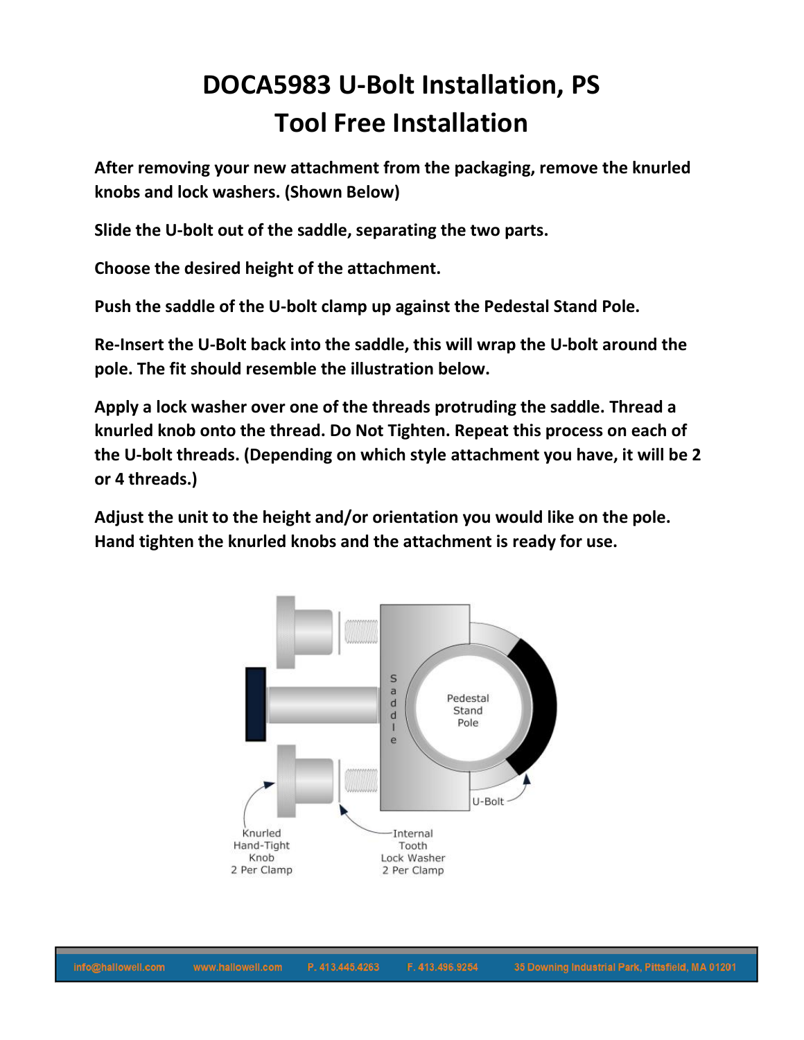# DOCA5983 U-Bolt Installation, PS
# Tool Free Installation

**After removing your new attachment from the packaging, remove the knurled knobs and lock washers. (Shown Below)**

**Slide the U-bolt out of the saddle, separating the two parts.**

**Choose the desired height of the attachment.**

**Push the saddle of the U-bolt clamp up against the Pedestal Stand Pole.**

**Re-Insert the U-Bolt back into the saddle, this will wrap the U-bolt around the pole. The fit should resemble the illustration below.**

**Apply a lock washer over one of the threads protruding the saddle. Thread a knurled knob onto the thread. Do Not Tighten. Repeat this process on each of the U-bolt threads. (Depending on which style attachment you have, it will be 2 or 4 threads.)**

**Adjust the unit to the height and/or orientation you would like on the pole. Hand tighten the knurled knobs and the attachment is ready for use.**

Saddle

Pedestal Stand Pole

U-Bolt

Knurled Hand-Tight Knob 2 Per Clamp

Internal Tooth Lock Washer 2 Per Clamp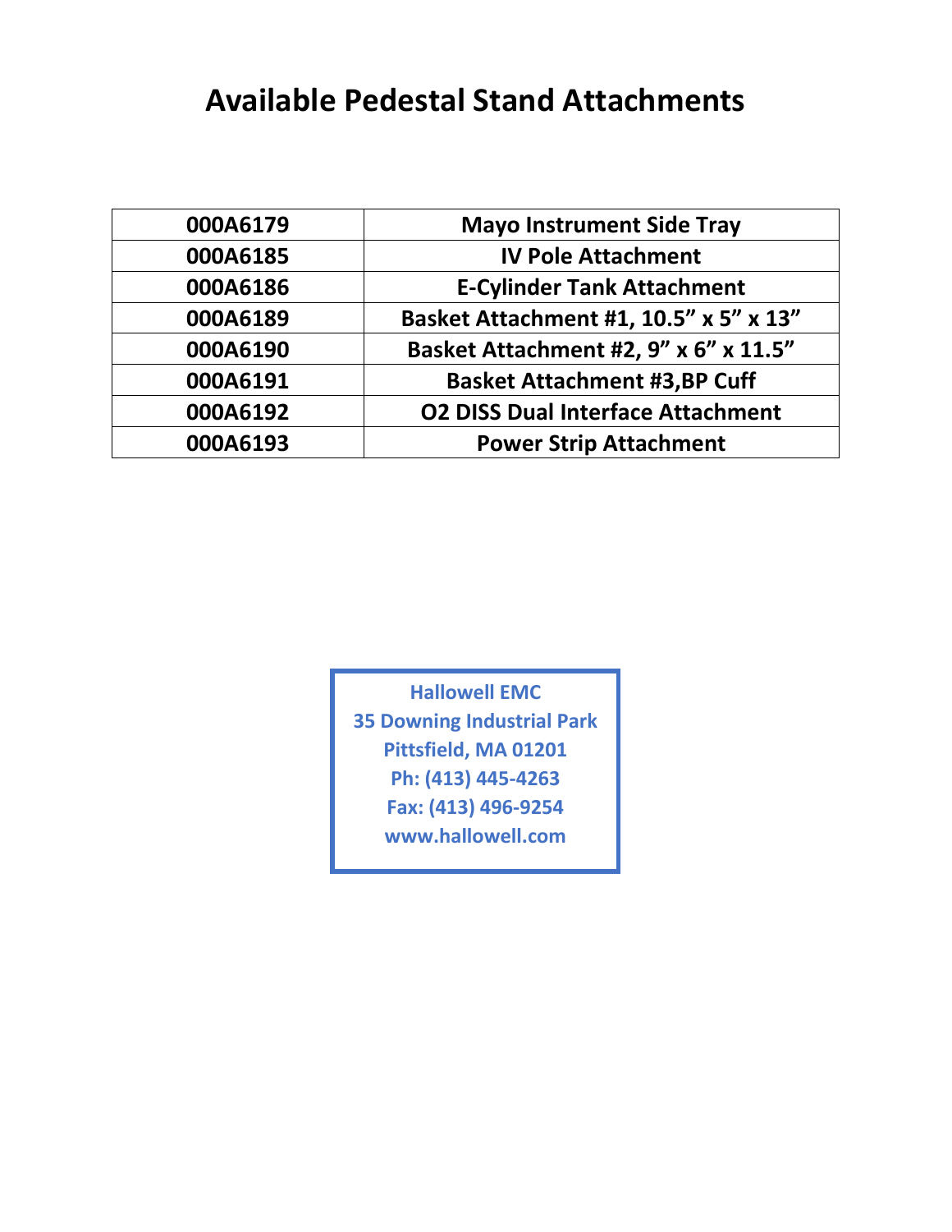# Available Pedestal Stand Attachments

| | |
|---|---|
| 000A6179 | Mayo Instrument Side Tray |
| 000A6185 | IV Pole Attachment |
| 000A6186 | E-Cylinder Tank Attachment |
| 000A6189 | Basket Attachment #1, 10.5" x 5" x 13" |
| 000A6190 | Basket Attachment #2, 9" x 6" x 11.5" |
| 000A6191 | Basket Attachment #3,BP Cuff |
| 000A6192 | O2 DISS Dual Interface Attachment |
| 000A6193 | Power Strip Attachment |

**Hallowell EMC**
**35 Downing Industrial Park**
**Pittsfield, MA 01201**
**Ph: (413) 445-4263**
**Fax: (413) 496-9254**
**www.hallowell.com**